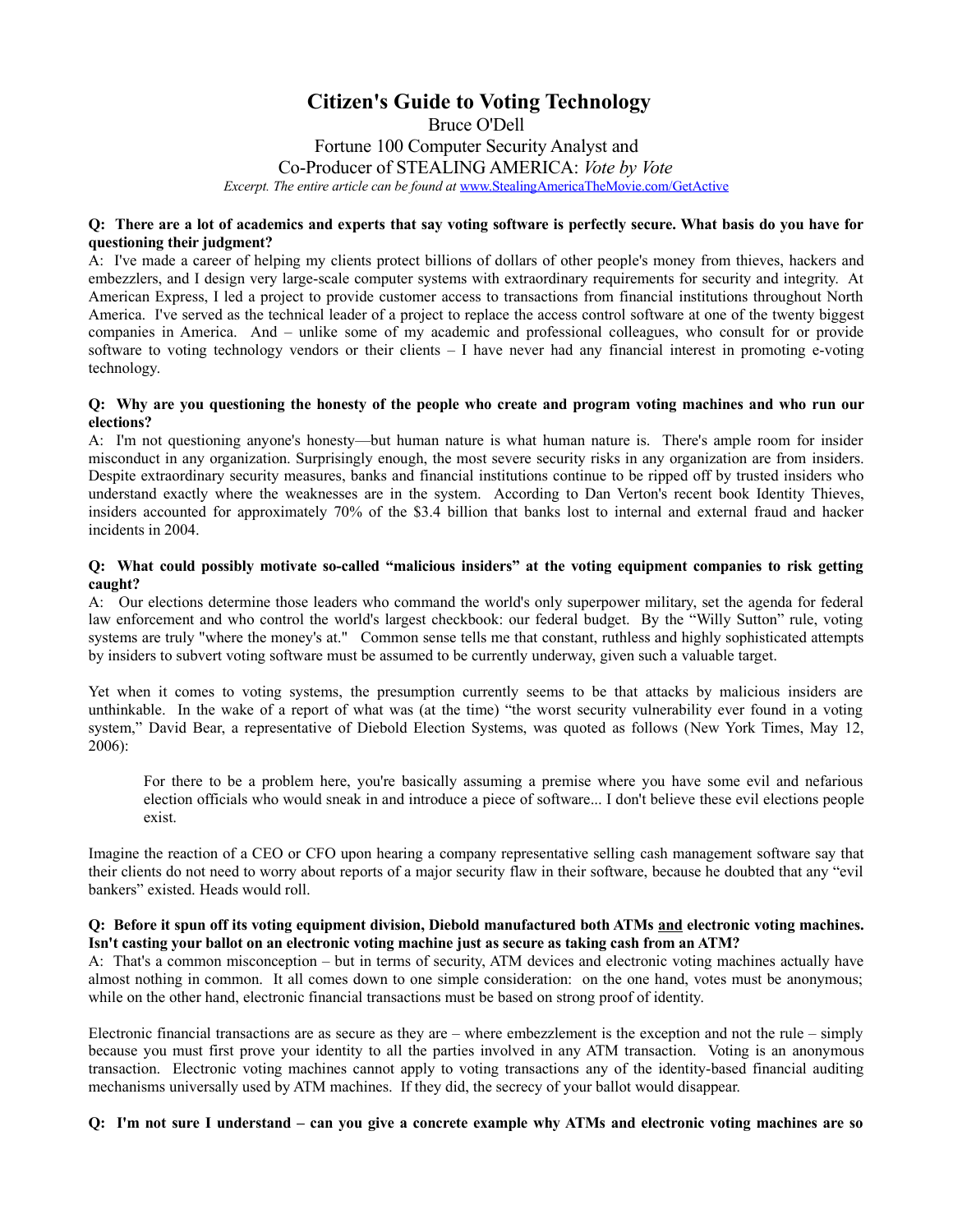# Citizen's Guide to Voting Technology

Bruce O'Dell

Fortune 100 Computer Security Analyst and

Co-Producer of STEALING AMERICA: *Vote by Vote*

*Excerpt. The entire article can be found at* [www.StealingAmericaTheMovie.com/GetActive](www.StealingAmericaTheMovie.com/GetActive)

**Q: There are a lot of academics and experts that say voting software is perfectly secure. What basis do you have for questioning their judgment?**

A: I've made a career of helping my clients protect billions of dollars of other people's money from thieves, hackers and embezzlers, and I design very large-scale computer systems with extraordinary requirements for security and integrity. At American Express, I led a project to provide customer access to transactions from financial institutions throughout North America. I've served as the technical leader of a project to replace the access control software at one of the twenty biggest companies in America. And – unlike some of my academic and professional colleagues, who consult for or provide software to voting technology vendors or their clients – I have never had any financial interest in promoting e-voting technology.

**Q: Why are you questioning the honesty of the people who create and program voting machines and who run our elections?**

A: I'm not questioning anyone's honesty—but human nature is what human nature is. There's ample room for insider misconduct in any organization. Surprisingly enough, the most severe security risks in any organization are from insiders. Despite extraordinary security measures, banks and financial institutions continue to be ripped off by trusted insiders who understand exactly where the weaknesses are in the system. According to Dan Verton's recent book Identity Thieves, insiders accounted for approximately 70% of the $3.4 billion that banks lost to internal and external fraud and hacker incidents in 2004.

**Q: What could possibly motivate so-called "malicious insiders" at the voting equipment companies to risk getting caught?**

A: Our elections determine those leaders who command the world's only superpower military, set the agenda for federal law enforcement and who control the world's largest checkbook: our federal budget. By the "Willy Sutton" rule, voting systems are truly "where the money's at." Common sense tells me that constant, ruthless and highly sophisticated attempts by insiders to subvert voting software must be assumed to be currently underway, given such a valuable target.

Yet when it comes to voting systems, the presumption currently seems to be that attacks by malicious insiders are unthinkable. In the wake of a report of what was (at the time) "the worst security vulnerability ever found in a voting system," David Bear, a representative of Diebold Election Systems, was quoted as follows (New York Times, May 12, 2006):

> For there to be a problem here, you're basically assuming a premise where you have some evil and nefarious election officials who would sneak in and introduce a piece of software... I don't believe these evil elections people exist.

Imagine the reaction of a CEO or CFO upon hearing a company representative selling cash management software say that their clients do not need to worry about reports of a major security flaw in their software, because he doubted that any "evil bankers" existed. Heads would roll.

**Q: Before it spun off its voting equipment division, Diebold manufactured both ATMs <u>and</u> electronic voting machines. Isn't casting your ballot on an electronic voting machine just as secure as taking cash from an ATM?**

A: That's a common misconception – but in terms of security, ATM devices and electronic voting machines actually have almost nothing in common. It all comes down to one simple consideration: on the one hand, votes must be anonymous; while on the other hand, electronic financial transactions must be based on strong proof of identity.

Electronic financial transactions are as secure as they are – where embezzlement is the exception and not the rule – simply because you must first prove your identity to all the parties involved in any ATM transaction. Voting is an anonymous transaction. Electronic voting machines cannot apply to voting transactions any of the identity-based financial auditing mechanisms universally used by ATM machines. If they did, the secrecy of your ballot would disappear.

**Q: I'm not sure I understand – can you give a concrete example why ATMs and electronic voting machines are so**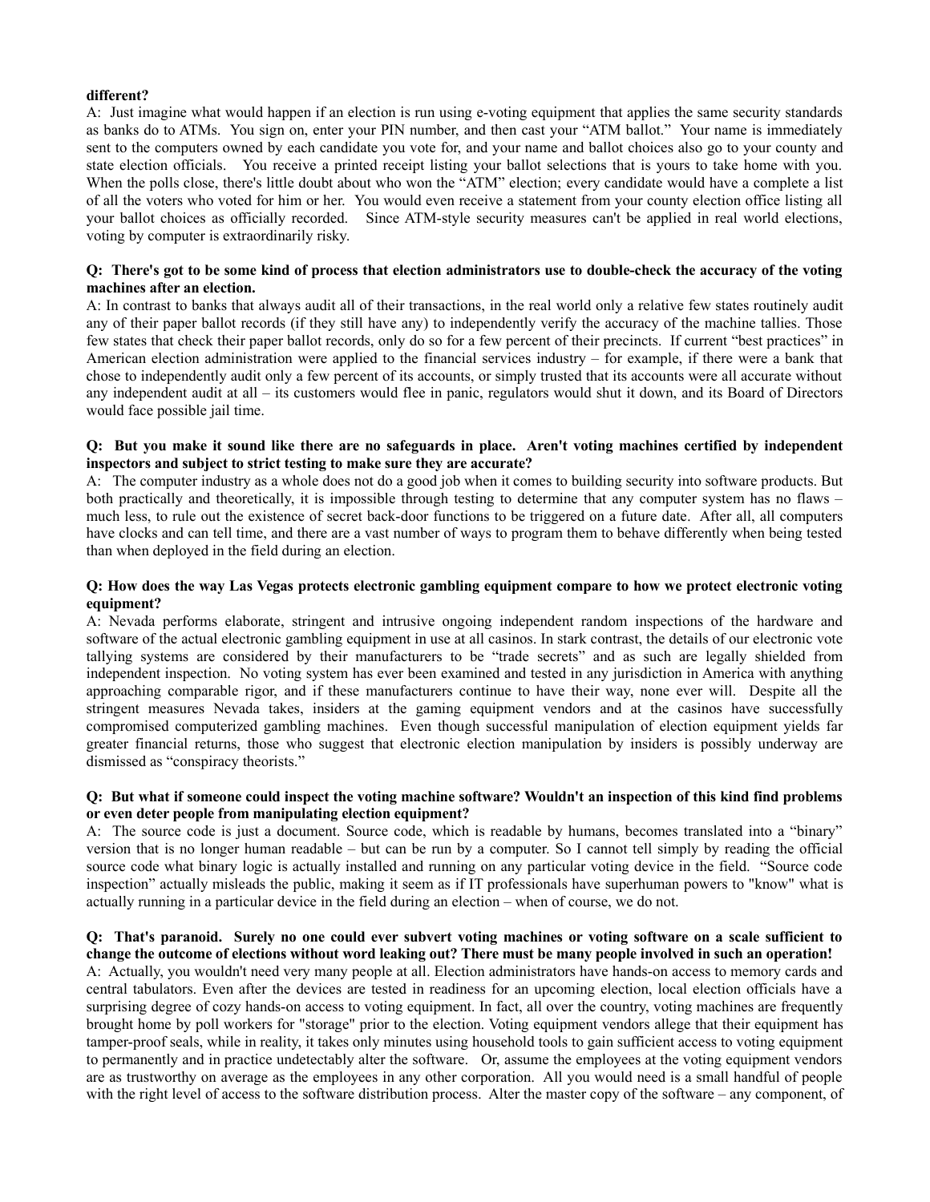**different?**

A: Just imagine what would happen if an election is run using e-voting equipment that applies the same security standards as banks do to ATMs. You sign on, enter your PIN number, and then cast your "ATM ballot." Your name is immediately sent to the computers owned by each candidate you vote for, and your name and ballot choices also go to your county and state election officials. You receive a printed receipt listing your ballot selections that is yours to take home with you. When the polls close, there's little doubt about who won the "ATM" election; every candidate would have a complete a list of all the voters who voted for him or her. You would even receive a statement from your county election office listing all your ballot choices as officially recorded. Since ATM-style security measures can't be applied in real world elections, voting by computer is extraordinarily risky.

**Q: There's got to be some kind of process that election administrators use to double-check the accuracy of the voting machines after an election.**

A: In contrast to banks that always audit all of their transactions, in the real world only a relative few states routinely audit any of their paper ballot records (if they still have any) to independently verify the accuracy of the machine tallies. Those few states that check their paper ballot records, only do so for a few percent of their precincts. If current "best practices" in American election administration were applied to the financial services industry – for example, if there were a bank that chose to independently audit only a few percent of its accounts, or simply trusted that its accounts were all accurate without any independent audit at all – its customers would flee in panic, regulators would shut it down, and its Board of Directors would face possible jail time.

**Q: But you make it sound like there are no safeguards in place. Aren't voting machines certified by independent inspectors and subject to strict testing to make sure they are accurate?**

A: The computer industry as a whole does not do a good job when it comes to building security into software products. But both practically and theoretically, it is impossible through testing to determine that any computer system has no flaws – much less, to rule out the existence of secret back-door functions to be triggered on a future date. After all, all computers have clocks and can tell time, and there are a vast number of ways to program them to behave differently when being tested than when deployed in the field during an election.

**Q: How does the way Las Vegas protects electronic gambling equipment compare to how we protect electronic voting equipment?**

A: Nevada performs elaborate, stringent and intrusive ongoing independent random inspections of the hardware and software of the actual electronic gambling equipment in use at all casinos. In stark contrast, the details of our electronic vote tallying systems are considered by their manufacturers to be "trade secrets" and as such are legally shielded from independent inspection. No voting system has ever been examined and tested in any jurisdiction in America with anything approaching comparable rigor, and if these manufacturers continue to have their way, none ever will. Despite all the stringent measures Nevada takes, insiders at the gaming equipment vendors and at the casinos have successfully compromised computerized gambling machines. Even though successful manipulation of election equipment yields far greater financial returns, those who suggest that electronic election manipulation by insiders is possibly underway are dismissed as "conspiracy theorists."

**Q: But what if someone could inspect the voting machine software? Wouldn't an inspection of this kind find problems or even deter people from manipulating election equipment?**

A: The source code is just a document. Source code, which is readable by humans, becomes translated into a "binary" version that is no longer human readable – but can be run by a computer. So I cannot tell simply by reading the official source code what binary logic is actually installed and running on any particular voting device in the field. "Source code inspection" actually misleads the public, making it seem as if IT professionals have superhuman powers to "know" what is actually running in a particular device in the field during an election – when of course, we do not.

**Q: That's paranoid. Surely no one could ever subvert voting machines or voting software on a scale sufficient to change the outcome of elections without word leaking out? There must be many people involved in such an operation!**

A: Actually, you wouldn't need very many people at all. Election administrators have hands-on access to memory cards and central tabulators. Even after the devices are tested in readiness for an upcoming election, local election officials have a surprising degree of cozy hands-on access to voting equipment. In fact, all over the country, voting machines are frequently brought home by poll workers for "storage" prior to the election. Voting equipment vendors allege that their equipment has tamper-proof seals, while in reality, it takes only minutes using household tools to gain sufficient access to voting equipment to permanently and in practice undetectably alter the software. Or, assume the employees at the voting equipment vendors are as trustworthy on average as the employees in any other corporation. All you would need is a small handful of people with the right level of access to the software distribution process. Alter the master copy of the software – any component, of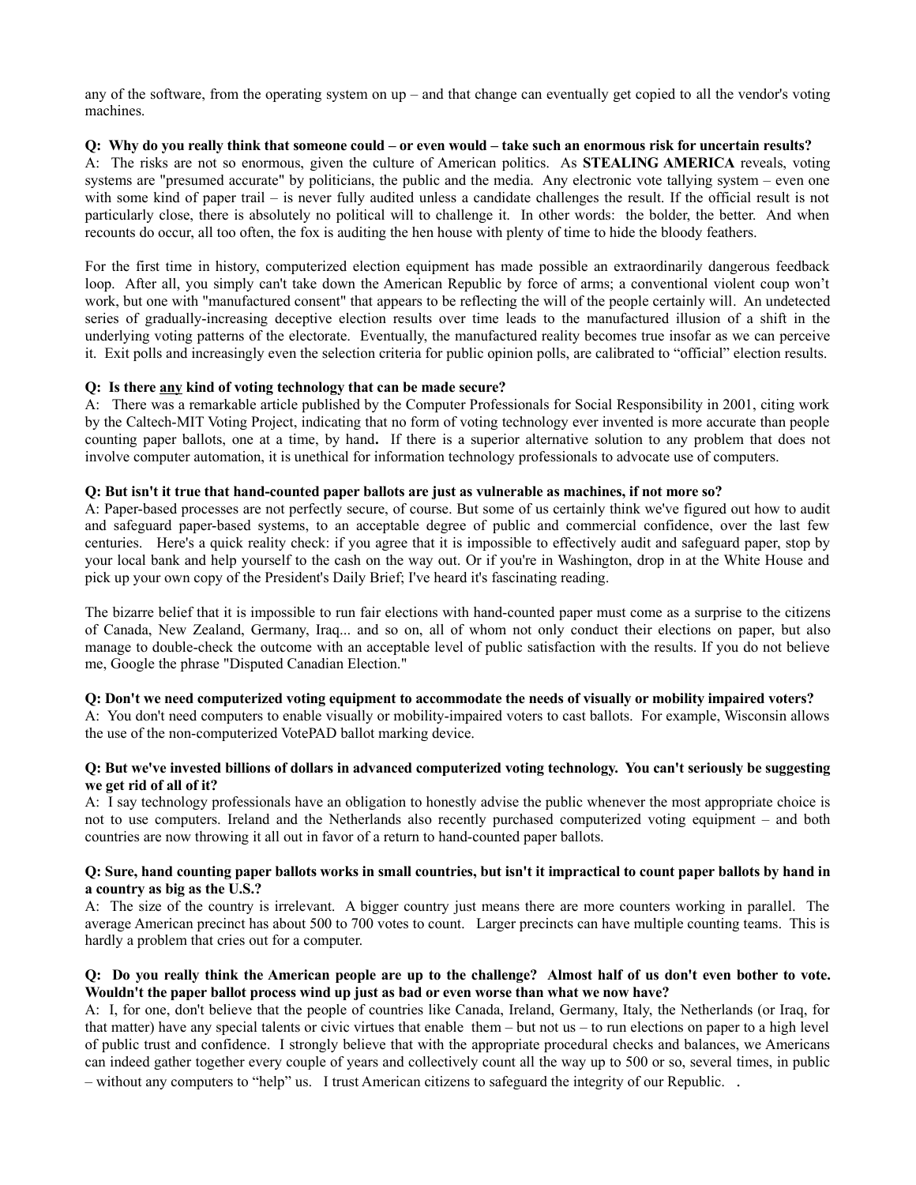any of the software, from the operating system on up – and that change can eventually get copied to all the vendor's voting machines.

**Q: Why do you really think that someone could – or even would – take such an enormous risk for uncertain results?**
A: The risks are not so enormous, given the culture of American politics. As **STEALING AMERICA** reveals, voting systems are "presumed accurate" by politicians, the public and the media. Any electronic vote tallying system – even one with some kind of paper trail – is never fully audited unless a candidate challenges the result. If the official result is not particularly close, there is absolutely no political will to challenge it. In other words: the bolder, the better. And when recounts do occur, all too often, the fox is auditing the hen house with plenty of time to hide the bloody feathers.

For the first time in history, computerized election equipment has made possible an extraordinarily dangerous feedback loop. After all, you simply can't take down the American Republic by force of arms; a conventional violent coup won't work, but one with "manufactured consent" that appears to be reflecting the will of the people certainly will. An undetected series of gradually-increasing deceptive election results over time leads to the manufactured illusion of a shift in the underlying voting patterns of the electorate. Eventually, the manufactured reality becomes true insofar as we can perceive it. Exit polls and increasingly even the selection criteria for public opinion polls, are calibrated to "official" election results.

**Q: Is there <u>any</u> kind of voting technology that can be made secure?**
A: There was a remarkable article published by the Computer Professionals for Social Responsibility in 2001, citing work by the Caltech-MIT Voting Project, indicating that no form of voting technology ever invented is more accurate than people counting paper ballots, one at a time, by hand**.** If there is a superior alternative solution to any problem that does not involve computer automation, it is unethical for information technology professionals to advocate use of computers.

**Q: But isn't it true that hand-counted paper ballots are just as vulnerable as machines, if not more so?**
A: Paper-based processes are not perfectly secure, of course. But some of us certainly think we've figured out how to audit and safeguard paper-based systems, to an acceptable degree of public and commercial confidence, over the last few centuries. Here's a quick reality check: if you agree that it is impossible to effectively audit and safeguard paper, stop by your local bank and help yourself to the cash on the way out. Or if you're in Washington, drop in at the White House and pick up your own copy of the President's Daily Brief; I've heard it's fascinating reading.

The bizarre belief that it is impossible to run fair elections with hand-counted paper must come as a surprise to the citizens of Canada, New Zealand, Germany, Iraq... and so on, all of whom not only conduct their elections on paper, but also manage to double-check the outcome with an acceptable level of public satisfaction with the results. If you do not believe me, Google the phrase "Disputed Canadian Election."

**Q: Don't we need computerized voting equipment to accommodate the needs of visually or mobility impaired voters?**
A: You don't need computers to enable visually or mobility-impaired voters to cast ballots. For example, Wisconsin allows the use of the non-computerized VotePAD ballot marking device.

**Q: But we've invested billions of dollars in advanced computerized voting technology. You can't seriously be suggesting we get rid of all of it?**
A: I say technology professionals have an obligation to honestly advise the public whenever the most appropriate choice is not to use computers. Ireland and the Netherlands also recently purchased computerized voting equipment – and both countries are now throwing it all out in favor of a return to hand-counted paper ballots.

**Q: Sure, hand counting paper ballots works in small countries, but isn't it impractical to count paper ballots by hand in a country as big as the U.S.?**
A: The size of the country is irrelevant. A bigger country just means there are more counters working in parallel. The average American precinct has about 500 to 700 votes to count. Larger precincts can have multiple counting teams. This is hardly a problem that cries out for a computer.

**Q: Do you really think the American people are up to the challenge? Almost half of us don't even bother to vote. Wouldn't the paper ballot process wind up just as bad or even worse than what we now have?**
A: I, for one, don't believe that the people of countries like Canada, Ireland, Germany, Italy, the Netherlands (or Iraq, for that matter) have any special talents or civic virtues that enable them – but not us – to run elections on paper to a high level of public trust and confidence. I strongly believe that with the appropriate procedural checks and balances, we Americans can indeed gather together every couple of years and collectively count all the way up to 500 or so, several times, in public – without any computers to "help" us. I trust American citizens to safeguard the integrity of our Republic. .